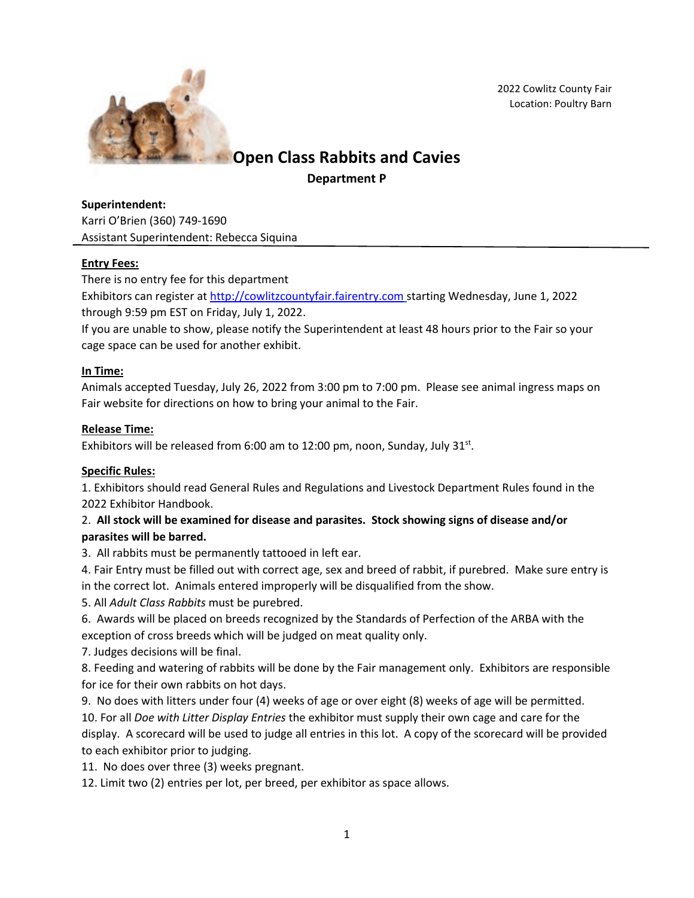2022 Cowlitz County Fair
Location: Poultry Barn

# Open Class Rabbits and Cavies

## Department P

**Superintendent:**
Karri O'Brien (360) 749-1690
Assistant Superintendent: Rebecca Siquina

**Entry Fees:**
There is no entry fee for this department
Exhibitors can register at http://cowlitzcountyfair.fairentry.com starting Wednesday, June 1, 2022 through 9:59 pm EST on Friday, July 1, 2022.
If you are unable to show, please notify the Superintendent at least 48 hours prior to the Fair so your cage space can be used for another exhibit.

**In Time:**
Animals accepted Tuesday, July 26, 2022 from 3:00 pm to 7:00 pm. Please see animal ingress maps on Fair website for directions on how to bring your animal to the Fair.

**Release Time:**
Exhibitors will be released from 6:00 am to 12:00 pm, noon, Sunday, July 31st.

**Specific Rules:**

1. Exhibitors should read General Rules and Regulations and Livestock Department Rules found in the 2022 Exhibitor Handbook.
2. **All stock will be examined for disease and parasites. Stock showing signs of disease and/or parasites will be barred.**
3. All rabbits must be permanently tattooed in left ear.
4. Fair Entry must be filled out with correct age, sex and breed of rabbit, if purebred. Make sure entry is in the correct lot. Animals entered improperly will be disqualified from the show.
5. All *Adult Class Rabbits* must be purebred.
6. Awards will be placed on breeds recognized by the Standards of Perfection of the ARBA with the exception of cross breeds which will be judged on meat quality only.
7. Judges decisions will be final.
8. Feeding and watering of rabbits will be done by the Fair management only. Exhibitors are responsible for ice for their own rabbits on hot days.
9. No does with litters under four (4) weeks of age or over eight (8) weeks of age will be permitted.
10. For all *Doe with Litter Display Entries* the exhibitor must supply their own cage and care for the display. A scorecard will be used to judge all entries in this lot. A copy of the scorecard will be provided to each exhibitor prior to judging.
11. No does over three (3) weeks pregnant.
12. Limit two (2) entries per lot, per breed, per exhibitor as space allows.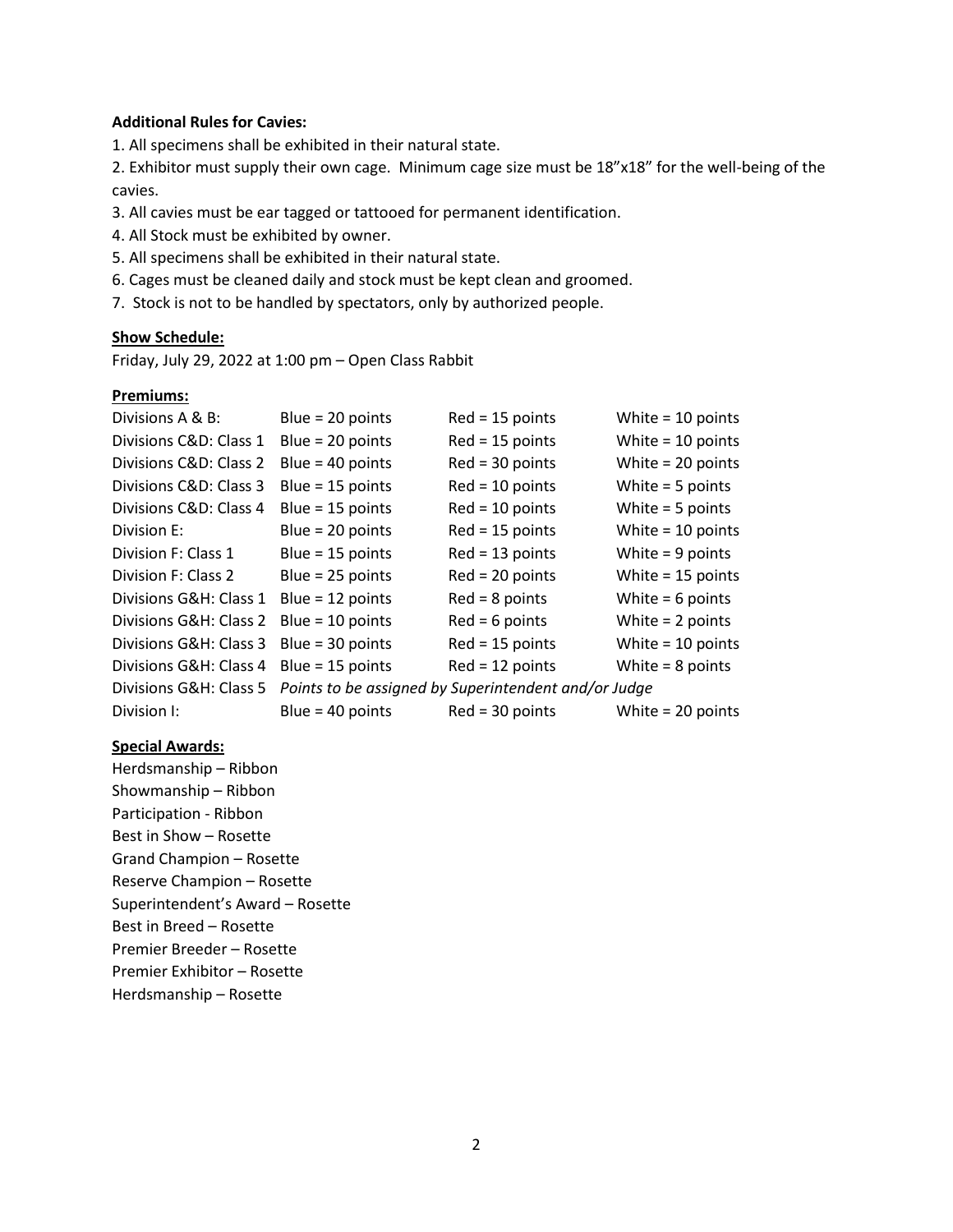**Additional Rules for Cavies:**

1. All specimens shall be exhibited in their natural state.
2. Exhibitor must supply their own cage. Minimum cage size must be 18"x18" for the well-being of the cavies.
3. All cavies must be ear tagged or tattooed for permanent identification.
4. All Stock must be exhibited by owner.
5. All specimens shall be exhibited in their natural state.
6. Cages must be cleaned daily and stock must be kept clean and groomed.
7. Stock is not to be handled by spectators, only by authorized people.

**Show Schedule:**

Friday, July 29, 2022 at 1:00 pm – Open Class Rabbit

**Premiums:**

| | | | |
|---|---|---|---|
| Divisions A & B: | Blue = 20 points | Red = 15 points | White = 10 points |
| Divisions C&D: Class 1 | Blue = 20 points | Red = 15 points | White = 10 points |
| Divisions C&D: Class 2 | Blue = 40 points | Red = 30 points | White = 20 points |
| Divisions C&D: Class 3 | Blue = 15 points | Red = 10 points | White = 5 points |
| Divisions C&D: Class 4 | Blue = 15 points | Red = 10 points | White = 5 points |
| Division E: | Blue = 20 points | Red = 15 points | White = 10 points |
| Division F: Class 1 | Blue = 15 points | Red = 13 points | White = 9 points |
| Division F: Class 2 | Blue = 25 points | Red = 20 points | White = 15 points |
| Divisions G&H: Class 1 | Blue = 12 points | Red = 8 points | White = 6 points |
| Divisions G&H: Class 2 | Blue = 10 points | Red = 6 points | White = 2 points |
| Divisions G&H: Class 3 | Blue = 30 points | Red = 15 points | White = 10 points |
| Divisions G&H: Class 4 | Blue = 15 points | Red = 12 points | White = 8 points |
| Divisions G&H: Class 5 | *Points to be assigned by Superintendent and/or Judge* | | |
| Division I: | Blue = 40 points | Red = 30 points | White = 20 points |

**Special Awards:**

Herdsmanship – Ribbon
Showmanship – Ribbon
Participation - Ribbon
Best in Show – Rosette
Grand Champion – Rosette
Reserve Champion – Rosette
Superintendent's Award – Rosette
Best in Breed – Rosette
Premier Breeder – Rosette
Premier Exhibitor – Rosette
Herdsmanship – Rosette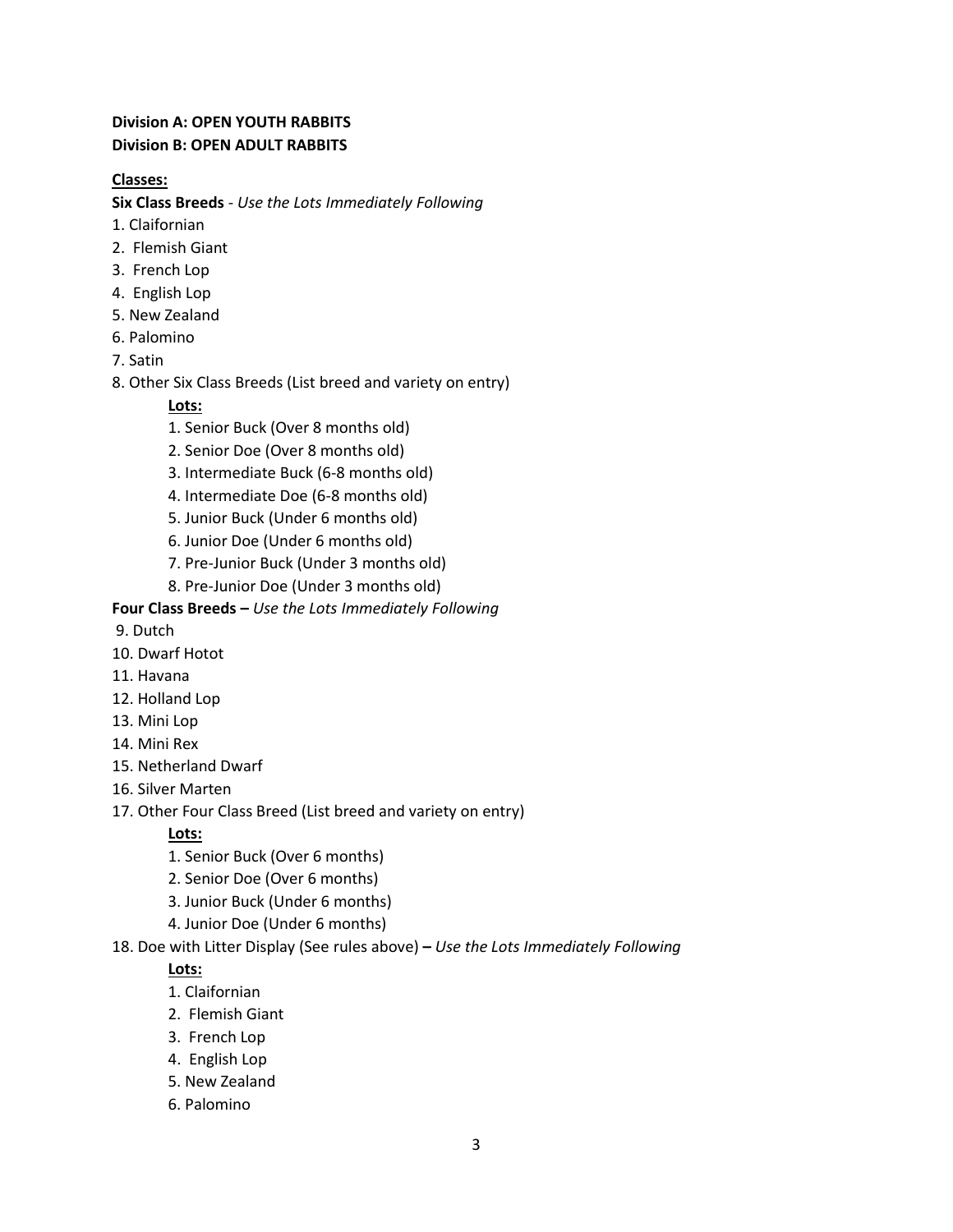**Division A: OPEN YOUTH RABBITS**
**Division B: OPEN ADULT RABBITS**

**Classes:**

**Six Class Breeds** - *Use the Lots Immediately Following*

1. Claifornian
2. Flemish Giant
3. French Lop
4. English Lop
5. New Zealand
6. Palomino
7. Satin
8. Other Six Class Breeds (List breed and variety on entry)

   **Lots:**

   1. Senior Buck (Over 8 months old)
   2. Senior Doe (Over 8 months old)
   3. Intermediate Buck (6-8 months old)
   4. Intermediate Doe (6-8 months old)
   5. Junior Buck (Under 6 months old)
   6. Junior Doe (Under 6 months old)
   7. Pre-Junior Buck (Under 3 months old)
   8. Pre-Junior Doe (Under 3 months old)

**Four Class Breeds –** *Use the Lots Immediately Following*

9. Dutch
10. Dwarf Hotot
11. Havana
12. Holland Lop
13. Mini Lop
14. Mini Rex
15. Netherland Dwarf
16. Silver Marten
17. Other Four Class Breed (List breed and variety on entry)

   **Lots:**

   1. Senior Buck (Over 6 months)
   2. Senior Doe (Over 6 months)
   3. Junior Buck (Under 6 months)
   4. Junior Doe (Under 6 months)

18. Doe with Litter Display (See rules above) **–** *Use the Lots Immediately Following*

   **Lots:**

   1. Claifornian
   2. Flemish Giant
   3. French Lop
   4. English Lop
   5. New Zealand
   6. Palomino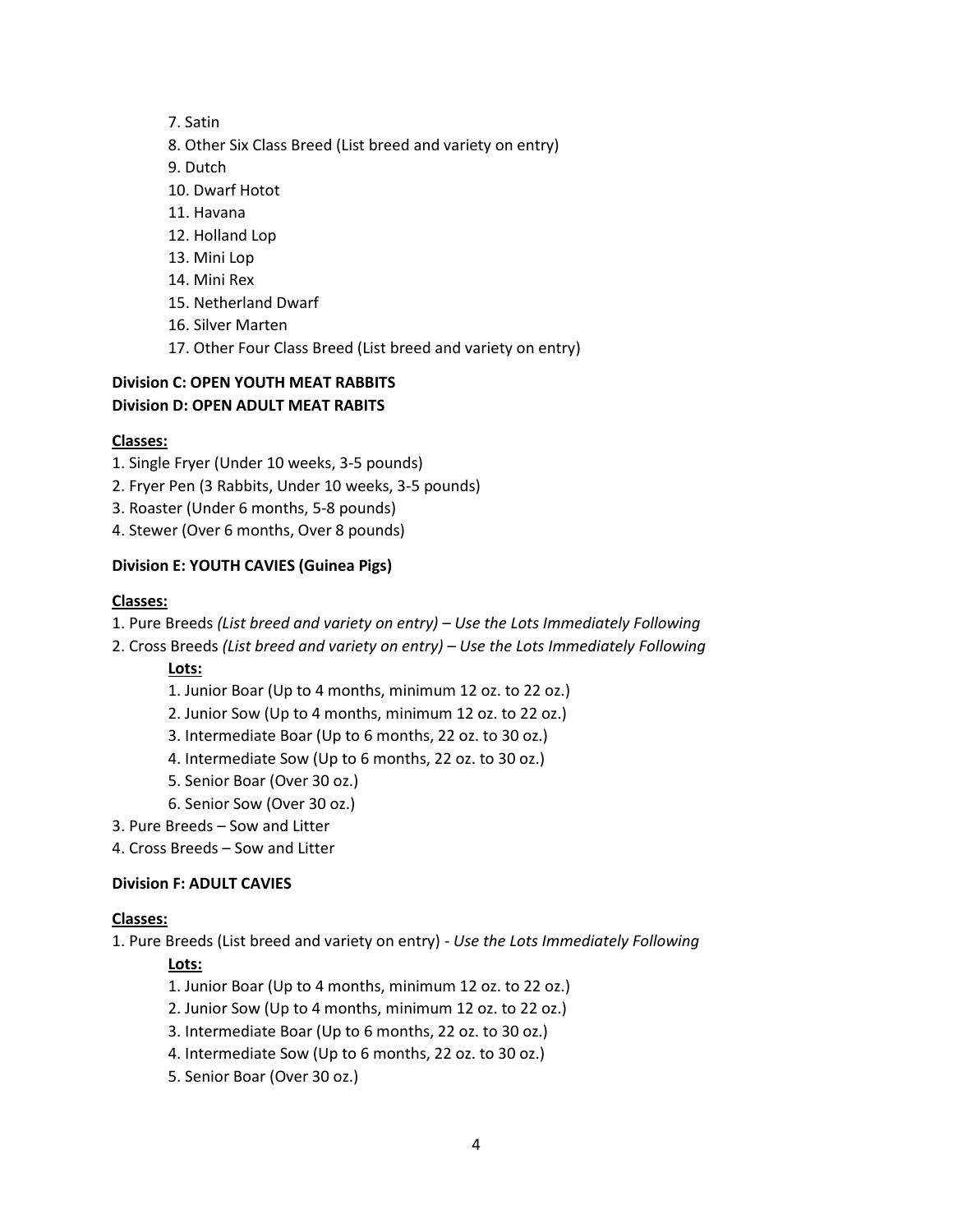7. Satin
8. Other Six Class Breed (List breed and variety on entry)
9. Dutch
10. Dwarf Hotot
11. Havana
12. Holland Lop
13. Mini Lop
14. Mini Rex
15. Netherland Dwarf
16. Silver Marten
17. Other Four Class Breed (List breed and variety on entry)

**Division C: OPEN YOUTH MEAT RABBITS**
**Division D: OPEN ADULT MEAT RABITS**

**Classes:**

1. Single Fryer (Under 10 weeks, 3-5 pounds)
2. Fryer Pen (3 Rabbits, Under 10 weeks, 3-5 pounds)
3. Roaster (Under 6 months, 5-8 pounds)
4. Stewer (Over 6 months, Over 8 pounds)

**Division E: YOUTH CAVIES (Guinea Pigs)**

**Classes:**

1. Pure Breeds *(List breed and variety on entry) – Use the Lots Immediately Following*
2. Cross Breeds *(List breed and variety on entry) – Use the Lots Immediately Following*

   **Lots:**

   1. Junior Boar (Up to 4 months, minimum 12 oz. to 22 oz.)
   2. Junior Sow (Up to 4 months, minimum 12 oz. to 22 oz.)
   3. Intermediate Boar (Up to 6 months, 22 oz. to 30 oz.)
   4. Intermediate Sow (Up to 6 months, 22 oz. to 30 oz.)
   5. Senior Boar (Over 30 oz.)
   6. Senior Sow (Over 30 oz.)
3. Pure Breeds – Sow and Litter
4. Cross Breeds – Sow and Litter

**Division F: ADULT CAVIES**

**Classes:**

1. Pure Breeds (List breed and variety on entry) - *Use the Lots Immediately Following*

   **Lots:**

   1. Junior Boar (Up to 4 months, minimum 12 oz. to 22 oz.)
   2. Junior Sow (Up to 4 months, minimum 12 oz. to 22 oz.)
   3. Intermediate Boar (Up to 6 months, 22 oz. to 30 oz.)
   4. Intermediate Sow (Up to 6 months, 22 oz. to 30 oz.)
   5. Senior Boar (Over 30 oz.)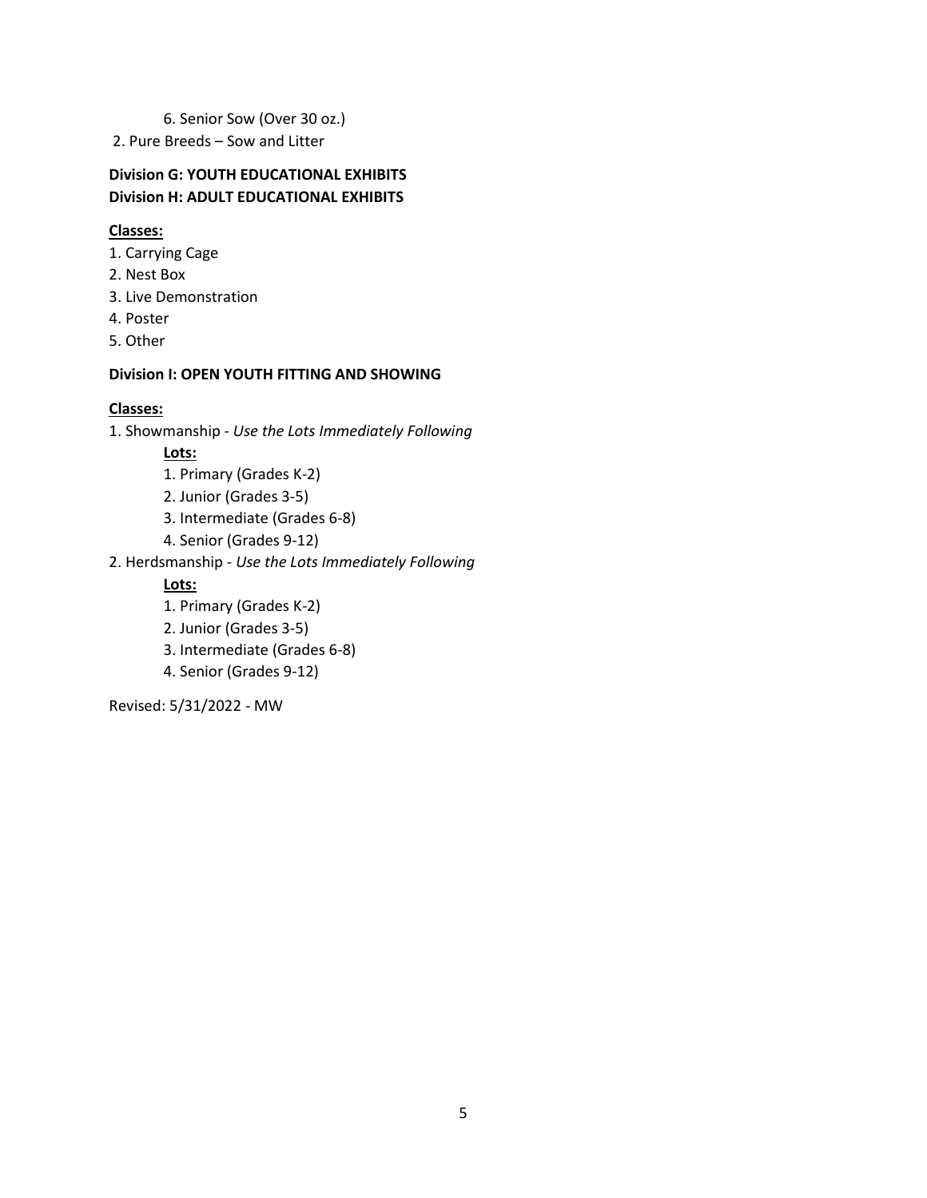6. Senior Sow (Over 30 oz.)

2. Pure Breeds – Sow and Litter

**Division G: YOUTH EDUCATIONAL EXHIBITS**
**Division H: ADULT EDUCATIONAL EXHIBITS**

**Classes:**

1. Carrying Cage
2. Nest Box
3. Live Demonstration
4. Poster
5. Other

**Division I: OPEN YOUTH FITTING AND SHOWING**

**Classes:**

1. Showmanship - *Use the Lots Immediately Following*

   **Lots:**

   1. Primary (Grades K-2)
   2. Junior (Grades 3-5)
   3. Intermediate (Grades 6-8)
   4. Senior (Grades 9-12)

2. Herdsmanship - *Use the Lots Immediately Following*

   **Lots:**

   1. Primary (Grades K-2)
   2. Junior (Grades 3-5)
   3. Intermediate (Grades 6-8)
   4. Senior (Grades 9-12)

Revised: 5/31/2022 - MW